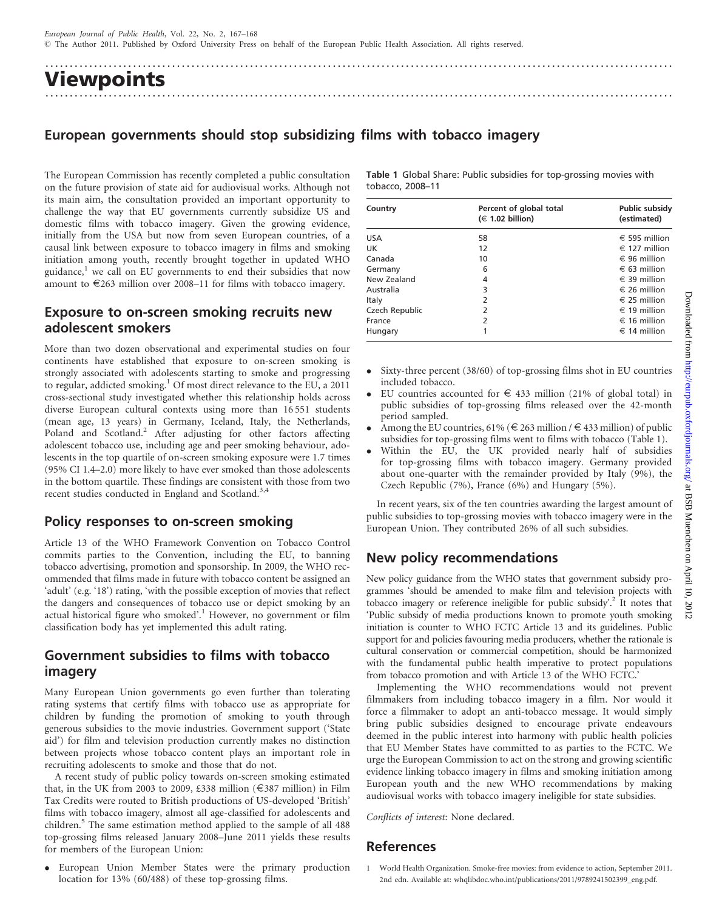# Viewpoints

## European governments should stop subsidizing films with tobacco imagery

The European Commission has recently completed a public consultation on the future provision of state aid for audiovisual works. Although not its main aim, the consultation provided an important opportunity to challenge the way that EU governments currently subsidize US and domestic films with tobacco imagery. Given the growing evidence, initially from the USA but now from seven European countries, of a causal link between exposure to tobacco imagery in films and smoking initiation among youth, recently brought together in updated WHO guidance,[1] we call on EU governments to end their subsidies that now amount to €263 million over 2008–11 for films with tobacco imagery.

### Exposure to on-screen smoking recruits new adolescent smokers

More than two dozen observational and experimental studies on four continents have established that exposure to on-screen smoking is strongly associated with adolescents starting to smoke and progressing to regular, addicted smoking.[1] Of most direct relevance to the EU, a 2011 cross-sectional study investigated whether this relationship holds across diverse European cultural contexts using more than 16 551 students (mean age, 13 years) in Germany, Iceland, Italy, the Netherlands, Poland and Scotland.[2] After adjusting for other factors affecting adolescent tobacco use, including age and peer smoking behaviour, adolescents in the top quartile of on-screen smoking exposure were 1.7 times (95% CI 1.4–2.0) more likely to have ever smoked than those adolescents in the bottom quartile. These findings are consistent with those from two recent studies conducted in England and Scotland.[3,4]

### Policy responses to on-screen smoking

Article 13 of the WHO Framework Convention on Tobacco Control commits parties to the Convention, including the EU, to banning tobacco advertising, promotion and sponsorship. In 2009, the WHO recommended that films made in future with tobacco content be assigned an 'adult' (e.g. '18') rating, 'with the possible exception of movies that reflect the dangers and consequences of tobacco use or depict smoking by an actual historical figure who smoked'.[1] However, no government or film classification body has yet implemented this adult rating.

### Government subsidies to films with tobacco imagery

Many European Union governments go even further than tolerating rating systems that certify films with tobacco use as appropriate for children by funding the promotion of smoking to youth through generous subsidies to the movie industries. Government support ('State aid') for film and television production currently makes no distinction between projects whose tobacco content plays an important role in recruiting adolescents to smoke and those that do not.

A recent study of public policy towards on-screen smoking estimated that, in the UK from 2003 to 2009, £338 million (€387 million) in Film Tax Credits were routed to British productions of US-developed 'British' films with tobacco imagery, almost all age-classified for adolescents and children.[5] The same estimation method applied to the sample of all 488 top-grossing films released January 2008–June 2011 yields these results for members of the European Union:

- European Union Member States were the primary production location for 13% (60/488) of these top-grossing films.
- Sixty-three percent (38/60) of top-grossing films shot in EU countries included tobacco.
- EU countries accounted for € 433 million (21% of global total) in public subsidies of top-grossing films released over the 42-month period sampled.
- Among the EU countries, 61% (€ 263 million / € 433 million) of public subsidies for top-grossing films went to films with tobacco (Table 1).
- Within the EU, the UK provided nearly half of subsidies for top-grossing films with tobacco imagery. Germany provided about one-quarter with the remainder provided by Italy (9%), the Czech Republic (7%), France (6%) and Hungary (5%).

**Table 1** Global Share: Public subsidies for top-grossing movies with tobacco, 2008–11

| Country | Percent of global total (€ 1.02 billion) | Public subsidy (estimated) |
|---|---|---|
| USA | 58 | € 595 million |
| UK | 12 | € 127 million |
| Canada | 10 | € 96 million |
| Germany | 6 | € 63 million |
| New Zealand | 4 | € 39 million |
| Australia | 3 | € 26 million |
| Italy | 2 | € 25 million |
| Czech Republic | 2 | € 19 million |
| France | 2 | € 16 million |
| Hungary | 1 | € 14 million |

In recent years, six of the ten countries awarding the largest amount of public subsidies to top-grossing movies with tobacco imagery were in the European Union. They contributed 26% of all such subsidies.

### New policy recommendations

New policy guidance from the WHO states that government subsidy programmes 'should be amended to make film and television projects with tobacco imagery or reference ineligible for public subsidy'.[2] It notes that 'Public subsidy of media productions known to promote youth smoking initiation is counter to WHO FCTC Article 13 and its guidelines. Public support for and policies favouring media producers, whether the rationale is cultural conservation or commercial competition, should be harmonized with the fundamental public health imperative to protect populations from tobacco promotion and with Article 13 of the WHO FCTC.'

Implementing the WHO recommendations would not prevent filmmakers from including tobacco imagery in a film. Nor would it force a filmmaker to adopt an anti-tobacco message. It would simply bring public subsidies designed to encourage private endeavours deemed in the public interest into harmony with public health policies that EU Member States have committed to as parties to the FCTC. We urge the European Commission to act on the strong and growing scientific evidence linking tobacco imagery in films and smoking initiation among European youth and the new WHO recommendations by making audiovisual works with tobacco imagery ineligible for state subsidies.

*Conflicts of interest*: None declared.

## References

1 World Health Organization. Smoke-free movies: from evidence to action, September 2011. 2nd edn. Available at: whqlibdoc.who.int/publications/2011/9789241502399_eng.pdf.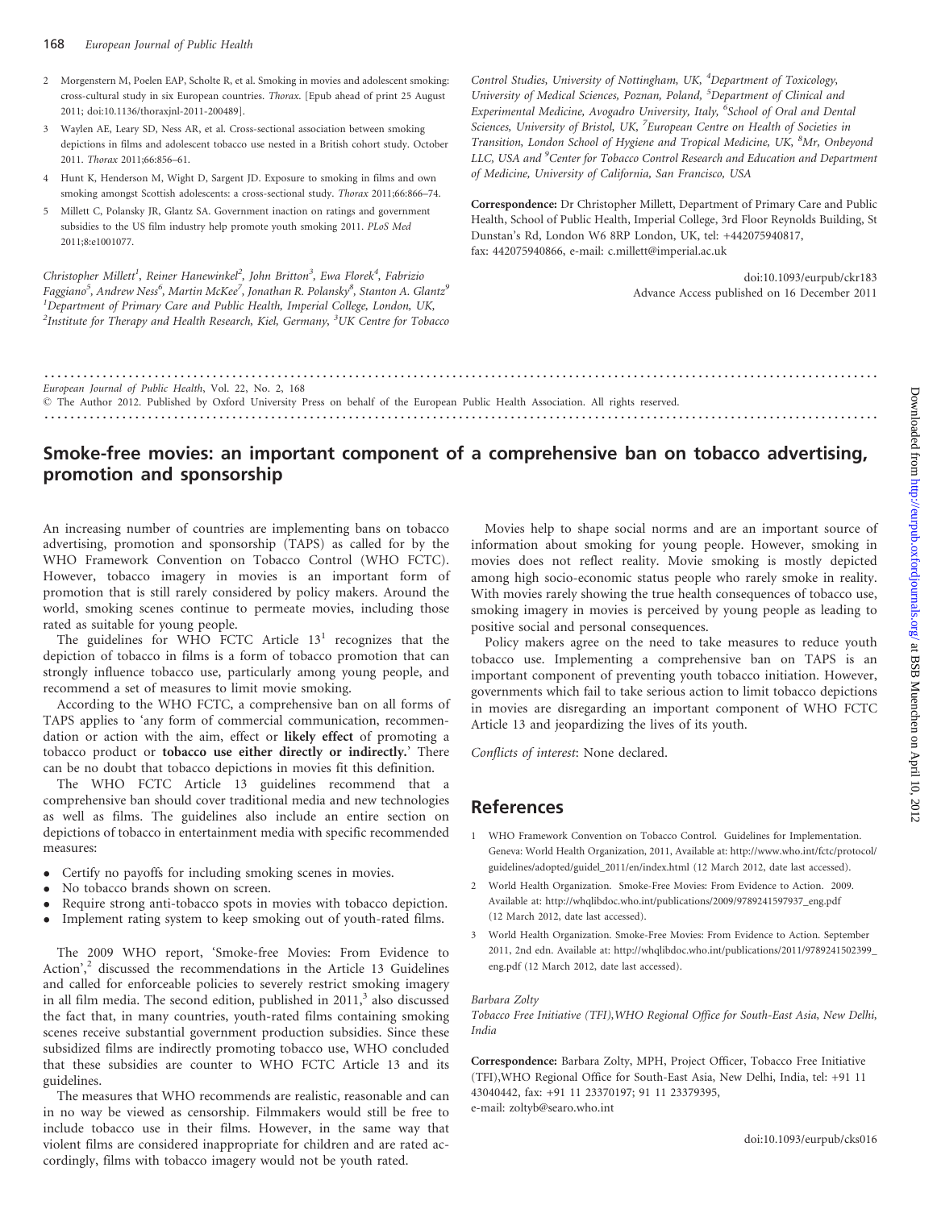2 Morgenstern M, Poelen EAP, Scholte R, et al. Smoking in movies and adolescent smoking: cross-cultural study in six European countries. *Thorax*. [Epub ahead of print 25 August 2011; doi:10.1136/thoraxjnl-2011-200489].

3 Waylen AE, Leary SD, Ness AR, et al. Cross-sectional association between smoking depictions in films and adolescent tobacco use nested in a British cohort study. October 2011. *Thorax* 2011;66:856–61.

4 Hunt K, Henderson M, Wight D, Sargent JD. Exposure to smoking in films and own smoking amongst Scottish adolescents: a cross-sectional study. *Thorax* 2011;66:866–74.

5 Millett C, Polansky JR, Glantz SA. Government inaction on ratings and government subsidies to the US film industry help promote youth smoking 2011. *PLoS Med* 2011;8:e1001077.

*Christopher Millett*[1], *Reiner Hanewinkel*[2], *John Britton*[3], *Ewa Florek*[4], *Fabrizio Faggiano*[5], *Andrew Ness*[6], *Martin McKee*[7], *Jonathan R. Polansky*[8], *Stanton A. Glantz*[9]
[1]*Department of Primary Care and Public Health, Imperial College, London, UK,* [2]*Institute for Therapy and Health Research, Kiel, Germany,* [3]*UK Centre for Tobacco Control Studies, University of Nottingham, UK,* [4]*Department of Toxicology, University of Medical Sciences, Poznan, Poland,* [5]*Department of Clinical and Experimental Medicine, Avogadro University, Italy,* [6]*School of Oral and Dental Sciences, University of Bristol, UK,* [7]*European Centre on Health of Societies in Transition, London School of Hygiene and Tropical Medicine, UK,* [8]*Mr, Onbeyond LLC, USA and* [9]*Center for Tobacco Control Research and Education and Department of Medicine, University of California, San Francisco, USA*

**Correspondence:** Dr Christopher Millett, Department of Primary Care and Public Health, School of Public Health, Imperial College, 3rd Floor Reynolds Building, St Dunstan's Rd, London W6 8RP London, UK, tel: +442075940817, fax: 442075940866, e-mail: c.millett@imperial.ac.uk

doi:10.1093/eurpub/ckr183
Advance Access published on 16 December 2011

*European Journal of Public Health*, Vol. 22, No. 2, 168
© The Author 2012. Published by Oxford University Press on behalf of the European Public Health Association. All rights reserved.

## Smoke-free movies: an important component of a comprehensive ban on tobacco advertising, promotion and sponsorship

An increasing number of countries are implementing bans on tobacco advertising, promotion and sponsorship (TAPS) as called for by the WHO Framework Convention on Tobacco Control (WHO FCTC). However, tobacco imagery in movies is an important form of promotion that is still rarely considered by policy makers. Around the world, smoking scenes continue to permeate movies, including those rated as suitable for young people.

The guidelines for WHO FCTC Article 13[1] recognizes that the depiction of tobacco in films is a form of tobacco promotion that can strongly influence tobacco use, particularly among young people, and recommend a set of measures to limit movie smoking.

According to the WHO FCTC, a comprehensive ban on all forms of TAPS applies to 'any form of commercial communication, recommendation or action with the aim, effect or **likely effect** of promoting a tobacco product or **tobacco use either directly or indirectly.**' There can be no doubt that tobacco depictions in movies fit this definition.

The WHO FCTC Article 13 guidelines recommend that a comprehensive ban should cover traditional media and new technologies as well as films. The guidelines also include an entire section on depictions of tobacco in entertainment media with specific recommended measures:

- Certify no payoffs for including smoking scenes in movies.
- No tobacco brands shown on screen.
- Require strong anti-tobacco spots in movies with tobacco depiction.
- Implement rating system to keep smoking out of youth-rated films.

The 2009 WHO report, 'Smoke-free Movies: From Evidence to Action',[2] discussed the recommendations in the Article 13 Guidelines and called for enforceable policies to severely restrict smoking imagery in all film media. The second edition, published in 2011,[3] also discussed the fact that, in many countries, youth-rated films containing smoking scenes receive substantial government production subsidies. Since these subsidized films are indirectly promoting tobacco use, WHO concluded that these subsidies are counter to WHO FCTC Article 13 and its guidelines.

The measures that WHO recommends are realistic, reasonable and can in no way be viewed as censorship. Filmmakers would still be free to include tobacco use in their films. However, in the same way that violent films are considered inappropriate for children and are rated accordingly, films with tobacco imagery would not be youth rated.

Movies help to shape social norms and are an important source of information about smoking for young people. However, smoking in movies does not reflect reality. Movie smoking is mostly depicted among high socio-economic status people who rarely smoke in reality. With movies rarely showing the true health consequences of tobacco use, smoking imagery in movies is perceived by young people as leading to positive social and personal consequences.

Policy makers agree on the need to take measures to reduce youth tobacco use. Implementing a comprehensive ban on TAPS is an important component of preventing youth tobacco initiation. However, governments which fail to take serious action to limit tobacco depictions in movies are disregarding an important component of WHO FCTC Article 13 and jeopardizing the lives of its youth.

*Conflicts of interest*: None declared.

## References

1 WHO Framework Convention on Tobacco Control. Guidelines for Implementation. Geneva: World Health Organization, 2011, Available at: http://www.who.int/fctc/protocol/guidelines/adopted/guidel_2011/en/index.html (12 March 2012, date last accessed).

2 World Health Organization. Smoke-Free Movies: From Evidence to Action. 2009. Available at: http://whqlibdoc.who.int/publications/2009/9789241597937_eng.pdf (12 March 2012, date last accessed).

3 World Health Organization. Smoke-Free Movies: From Evidence to Action. September 2011, 2nd edn. Available at: http://whqlibdoc.who.int/publications/2011/9789241502399_eng.pdf (12 March 2012, date last accessed).

*Barbara Zolty*
*Tobacco Free Initiative (TFI),WHO Regional Office for South-East Asia, New Delhi, India*

**Correspondence:** Barbara Zolty, MPH, Project Officer, Tobacco Free Initiative (TFI),WHO Regional Office for South-East Asia, New Delhi, India, tel: +91 11 43040442, fax: +91 11 23370197; 91 11 23379395, e-mail: zoltyb@searo.who.int

doi:10.1093/eurpub/cks016